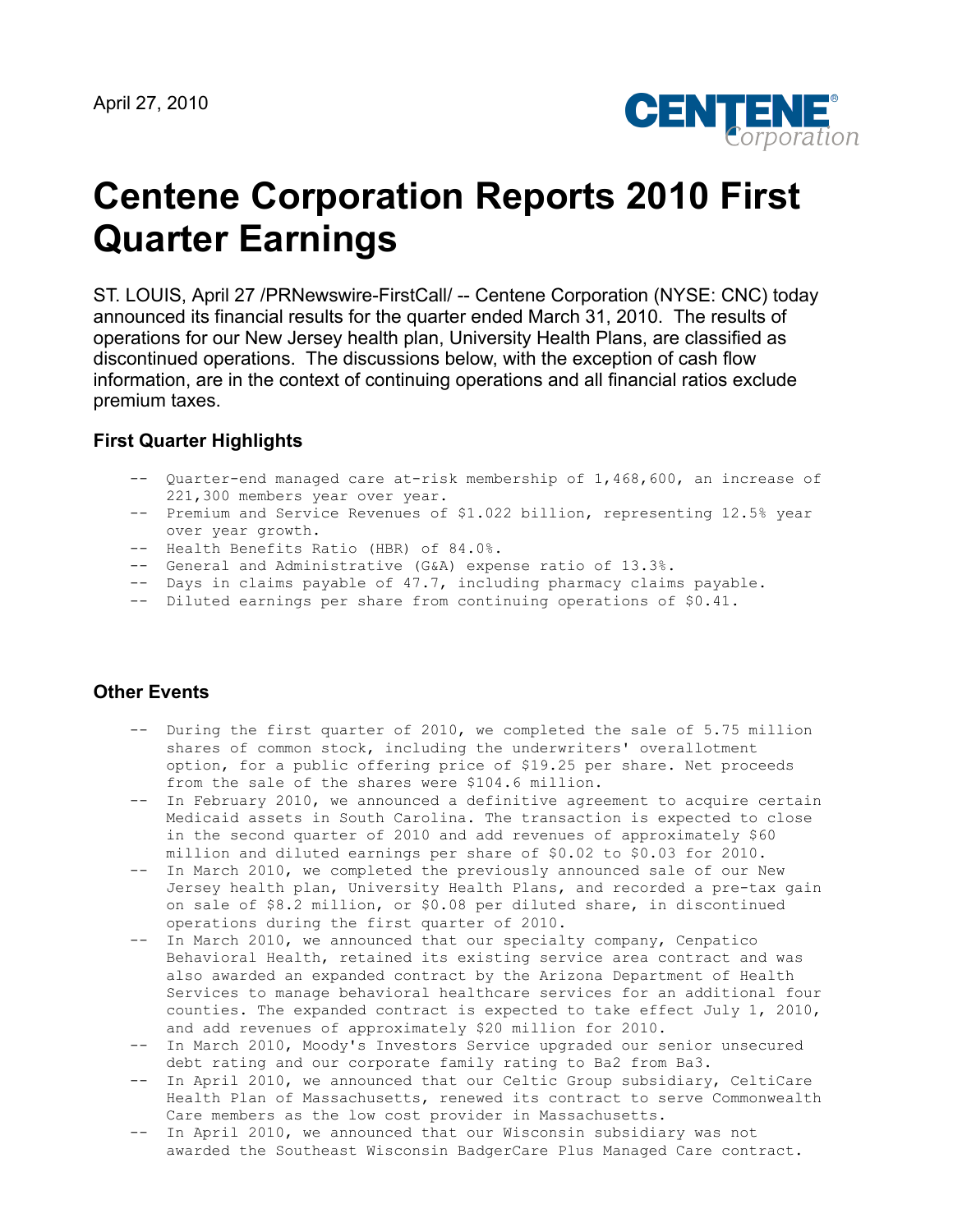April 27, 2010

# Centene Corporation Reports 2010 First Quarter Earnings

ST. LOUIS, April 27 /PRNewswire-FirstCall/ -- Centene Corporation (NYSE: CNC) today announced its financial results for the quarter ended March 31, 2010. The results of operations for our New Jersey health plan, University Health Plans, are classified as discontinued operations. The discussions below, with the exception of cash flow information, are in the context of continuing operations and all financial ratios exclude premium taxes.

### First Quarter Highlights

- Quarter-end managed care at-risk membership of 1,468,600, an increase of 221,300 members year over year.
- Premium and Service Revenues of $1.022 billion, representing 12.5% year over year growth.
- Health Benefits Ratio (HBR) of 84.0%.
- General and Administrative (G&A) expense ratio of 13.3%.
- Days in claims payable of 47.7, including pharmacy claims payable.
- Diluted earnings per share from continuing operations of $0.41.

### Other Events

- During the first quarter of 2010, we completed the sale of 5.75 million shares of common stock, including the underwriters' overallotment option, for a public offering price of $19.25 per share. Net proceeds from the sale of the shares were $104.6 million.
- In February 2010, we announced a definitive agreement to acquire certain Medicaid assets in South Carolina. The transaction is expected to close in the second quarter of 2010 and add revenues of approximately $60 million and diluted earnings per share of $0.02 to $0.03 for 2010.
- In March 2010, we completed the previously announced sale of our New Jersey health plan, University Health Plans, and recorded a pre-tax gain on sale of $8.2 million, or $0.08 per diluted share, in discontinued operations during the first quarter of 2010.
- In March 2010, we announced that our specialty company, Cenpatico Behavioral Health, retained its existing service area contract and was also awarded an expanded contract by the Arizona Department of Health Services to manage behavioral healthcare services for an additional four counties. The expanded contract is expected to take effect July 1, 2010, and add revenues of approximately $20 million for 2010.
- In March 2010, Moody's Investors Service upgraded our senior unsecured debt rating and our corporate family rating to Ba2 from Ba3.
- In April 2010, we announced that our Celtic Group subsidiary, CeltiCare Health Plan of Massachusetts, renewed its contract to serve Commonwealth Care members as the low cost provider in Massachusetts.
- In April 2010, we announced that our Wisconsin subsidiary was not awarded the Southeast Wisconsin BadgerCare Plus Managed Care contract.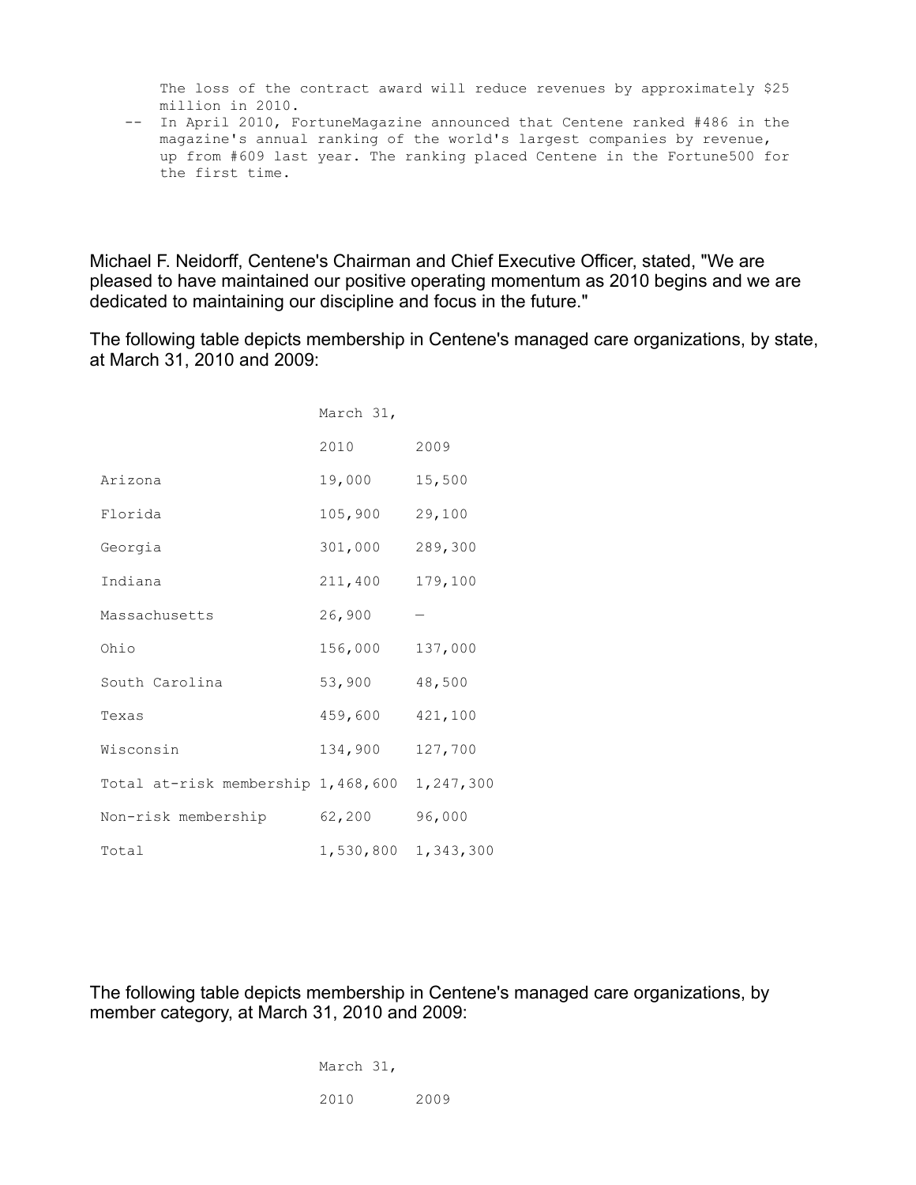The loss of the contract award will reduce revenues by approximately $25 million in 2010.

-- In April 2010, FortuneMagazine announced that Centene ranked #486 in the magazine's annual ranking of the world's largest companies by revenue, up from #609 last year. The ranking placed Centene in the Fortune500 for the first time.

Michael F. Neidorff, Centene's Chairman and Chief Executive Officer, stated, "We are pleased to have maintained our positive operating momentum as 2010 begins and we are dedicated to maintaining our discipline and focus in the future."

The following table depicts membership in Centene's managed care organizations, by state, at March 31, 2010 and 2009:

| | March 31, | |
|---|---|---|
| | 2010 | 2009 |
| Arizona | 19,000 | 15,500 |
| Florida | 105,900 | 29,100 |
| Georgia | 301,000 | 289,300 |
| Indiana | 211,400 | 179,100 |
| Massachusetts | 26,900 | — |
| Ohio | 156,000 | 137,000 |
| South Carolina | 53,900 | 48,500 |
| Texas | 459,600 | 421,100 |
| Wisconsin | 134,900 | 127,700 |
| Total at-risk membership | 1,468,600 | 1,247,300 |
| Non-risk membership | 62,200 | 96,000 |
| Total | 1,530,800 | 1,343,300 |

The following table depicts membership in Centene's managed care organizations, by member category, at March 31, 2010 and 2009:

| | March 31, | |
|---|---|---|
| | 2010 | 2009 |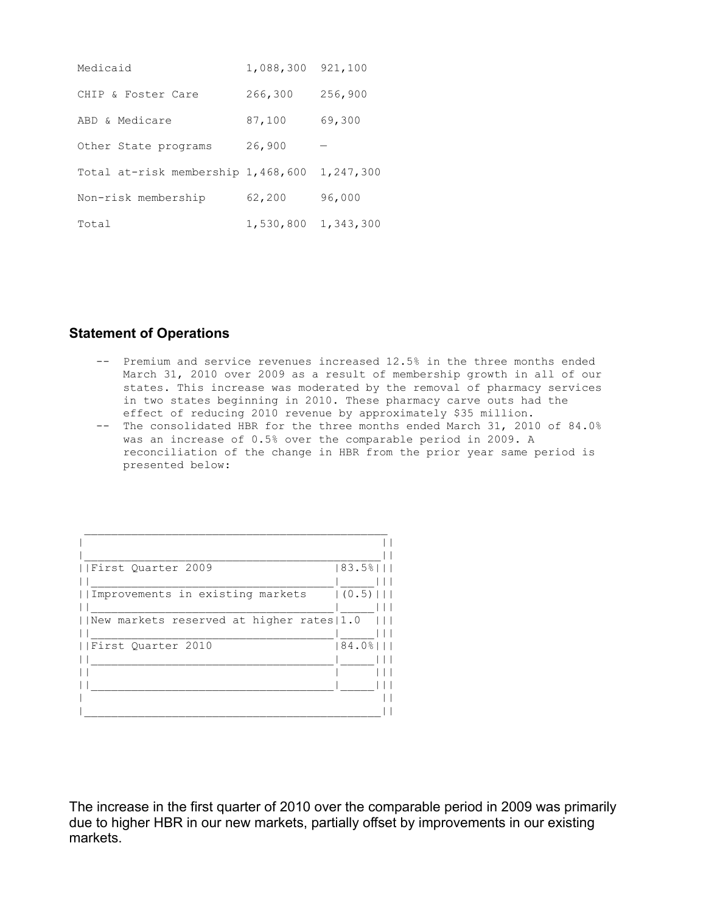| | | |
|---|---|---|
| Medicaid | 1,088,300 | 921,100 |
| CHIP & Foster Care | 266,300 | 256,900 |
| ABD & Medicare | 87,100 | 69,300 |
| Other State programs | 26,900 | — |
| Total at-risk membership | 1,468,600 | 1,247,300 |
| Non-risk membership | 62,200 | 96,000 |
| Total | 1,530,800 | 1,343,300 |

## Statement of Operations

- Premium and service revenues increased 12.5% in the three months ended March 31, 2010 over 2009 as a result of membership growth in all of our states. This increase was moderated by the removal of pharmacy services in two states beginning in 2010. These pharmacy carve outs had the effect of reducing 2010 revenue by approximately $35 million.
- The consolidated HBR for the three months ended March 31, 2010 of 84.0% was an increase of 0.5% over the comparable period in 2009. A reconciliation of the change in HBR from the prior year same period is presented below:

| | |
|---|---|
| First Quarter 2009 | 83.5% |
| Improvements in existing markets | (0.5) |
| New markets reserved at higher rates | 1.0 |
| First Quarter 2010 | 84.0% |

The increase in the first quarter of 2010 over the comparable period in 2009 was primarily due to higher HBR in our new markets, partially offset by improvements in our existing markets.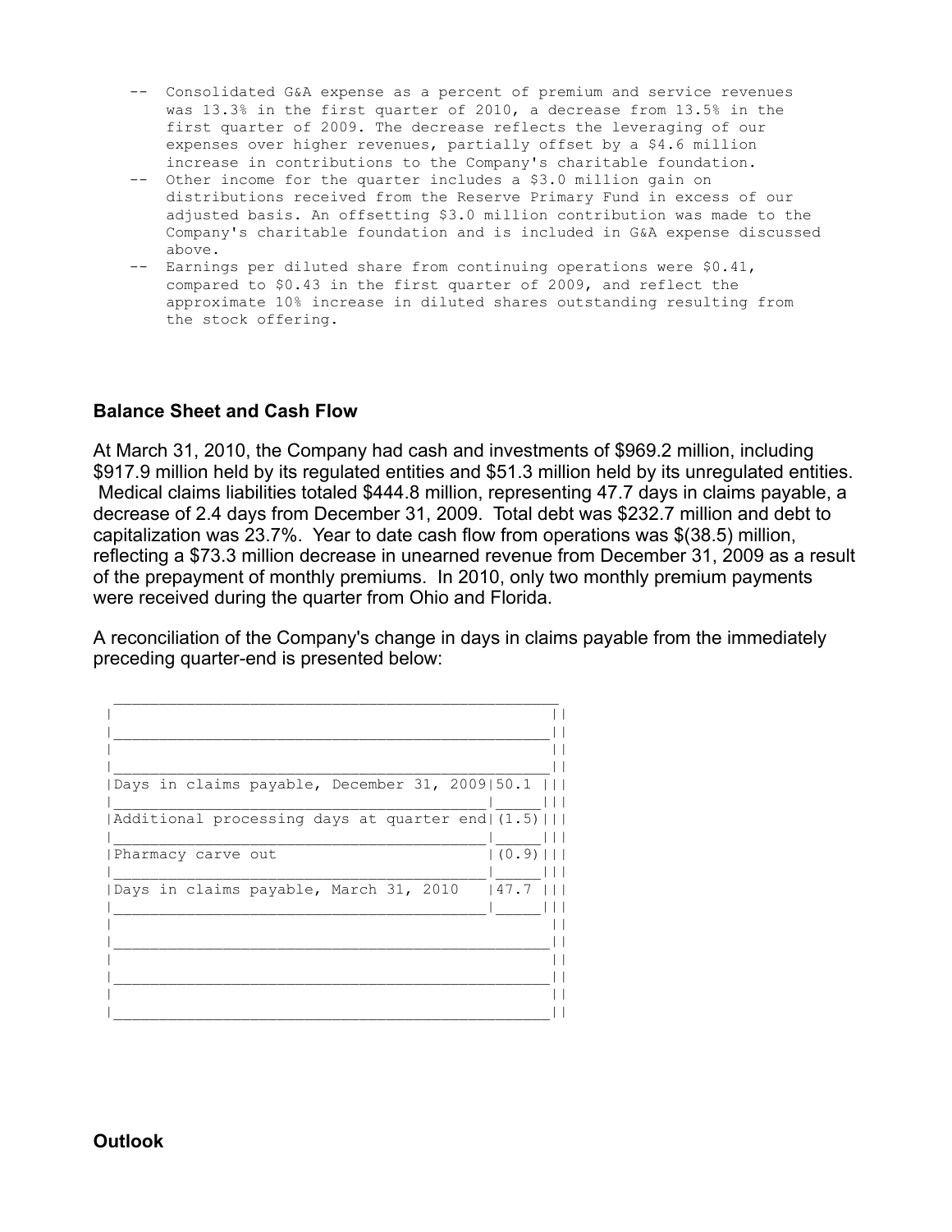- Consolidated G&A expense as a percent of premium and service revenues was 13.3% in the first quarter of 2010, a decrease from 13.5% in the first quarter of 2009. The decrease reflects the leveraging of our expenses over higher revenues, partially offset by a $4.6 million increase in contributions to the Company's charitable foundation.
- Other income for the quarter includes a $3.0 million gain on distributions received from the Reserve Primary Fund in excess of our adjusted basis. An offsetting $3.0 million contribution was made to the Company's charitable foundation and is included in G&A expense discussed above.
- Earnings per diluted share from continuing operations were $0.41, compared to $0.43 in the first quarter of 2009, and reflect the approximate 10% increase in diluted shares outstanding resulting from the stock offering.

## Balance Sheet and Cash Flow

At March 31, 2010, the Company had cash and investments of $969.2 million, including $917.9 million held by its regulated entities and $51.3 million held by its unregulated entities. Medical claims liabilities totaled $444.8 million, representing 47.7 days in claims payable, a decrease of 2.4 days from December 31, 2009. Total debt was $232.7 million and debt to capitalization was 23.7%. Year to date cash flow from operations was $(38.5) million, reflecting a $73.3 million decrease in unearned revenue from December 31, 2009 as a result of the prepayment of monthly premiums. In 2010, only two monthly premium payments were received during the quarter from Ohio and Florida.

A reconciliation of the Company's change in days in claims payable from the immediately preceding quarter-end is presented below:

| | |
|---|---|
| Days in claims payable, December 31, 2009 | 50.1 |
| Additional processing days at quarter end | (1.5) |
| Pharmacy carve out | (0.9) |
| Days in claims payable, March 31, 2010 | 47.7 |

## Outlook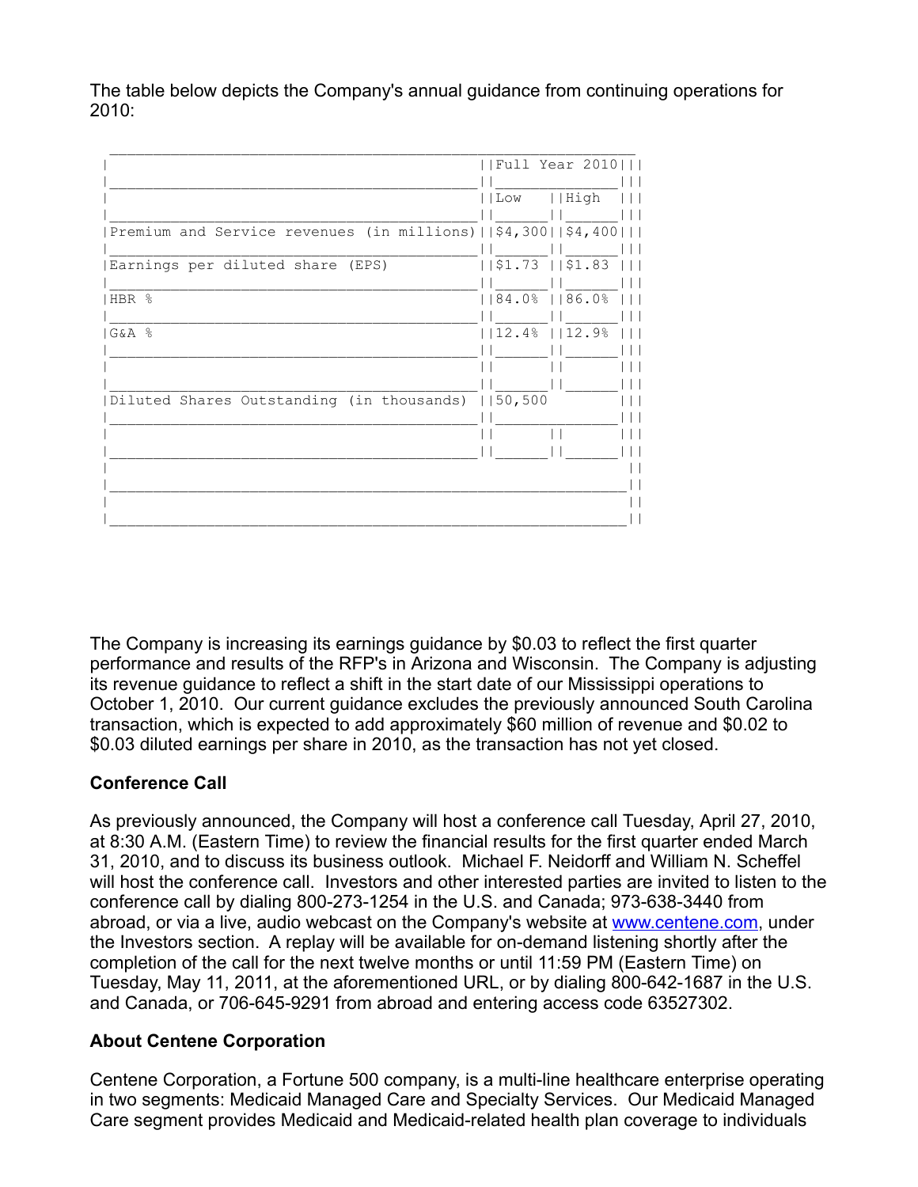The table below depicts the Company's annual guidance from continuing operations for 2010:

| | Full Year 2010 | |
|---|---|---|
| | Low | High |
| Premium and Service revenues (in millions) | $4,300 | $4,400 |
| Earnings per diluted share (EPS) | $1.73 | $1.83 |
| HBR % | 84.0% | 86.0% |
| G&A % | 12.4% | 12.9% |
| | | |
| Diluted Shares Outstanding (in thousands) | 50,500 | |

The Company is increasing its earnings guidance by $0.03 to reflect the first quarter performance and results of the RFP's in Arizona and Wisconsin. The Company is adjusting its revenue guidance to reflect a shift in the start date of our Mississippi operations to October 1, 2010. Our current guidance excludes the previously announced South Carolina transaction, which is expected to add approximately $60 million of revenue and $0.02 to $0.03 diluted earnings per share in 2010, as the transaction has not yet closed.

**Conference Call**

As previously announced, the Company will host a conference call Tuesday, April 27, 2010, at 8:30 A.M. (Eastern Time) to review the financial results for the first quarter ended March 31, 2010, and to discuss its business outlook. Michael F. Neidorff and William N. Scheffel will host the conference call. Investors and other interested parties are invited to listen to the conference call by dialing 800-273-1254 in the U.S. and Canada; 973-638-3440 from abroad, or via a live, audio webcast on the Company's website at www.centene.com, under the Investors section. A replay will be available for on-demand listening shortly after the completion of the call for the next twelve months or until 11:59 PM (Eastern Time) on Tuesday, May 11, 2011, at the aforementioned URL, or by dialing 800-642-1687 in the U.S. and Canada, or 706-645-9291 from abroad and entering access code 63527302.

**About Centene Corporation**

Centene Corporation, a Fortune 500 company, is a multi-line healthcare enterprise operating in two segments: Medicaid Managed Care and Specialty Services. Our Medicaid Managed Care segment provides Medicaid and Medicaid-related health plan coverage to individuals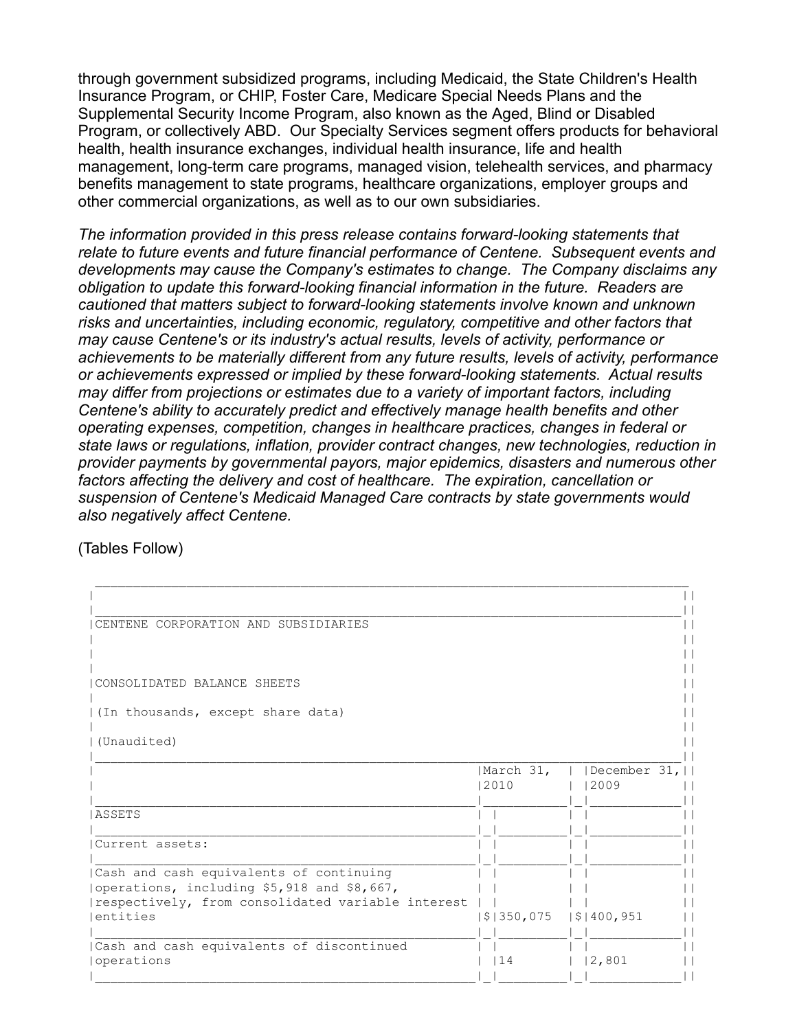through government subsidized programs, including Medicaid, the State Children's Health Insurance Program, or CHIP, Foster Care, Medicare Special Needs Plans and the Supplemental Security Income Program, also known as the Aged, Blind or Disabled Program, or collectively ABD. Our Specialty Services segment offers products for behavioral health, health insurance exchanges, individual health insurance, life and health management, long-term care programs, managed vision, telehealth services, and pharmacy benefits management to state programs, healthcare organizations, employer groups and other commercial organizations, as well as to our own subsidiaries.

*The information provided in this press release contains forward-looking statements that relate to future events and future financial performance of Centene. Subsequent events and developments may cause the Company's estimates to change. The Company disclaims any obligation to update this forward-looking financial information in the future. Readers are cautioned that matters subject to forward-looking statements involve known and unknown risks and uncertainties, including economic, regulatory, competitive and other factors that may cause Centene's or its industry's actual results, levels of activity, performance or achievements to be materially different from any future results, levels of activity, performance or achievements expressed or implied by these forward-looking statements. Actual results may differ from projections or estimates due to a variety of important factors, including Centene's ability to accurately predict and effectively manage health benefits and other operating expenses, competition, changes in healthcare practices, changes in federal or state laws or regulations, inflation, provider contract changes, new technologies, reduction in provider payments by governmental payors, major epidemics, disasters and numerous other factors affecting the delivery and cost of healthcare. The expiration, cancellation or suspension of Centene's Medicaid Managed Care contracts by state governments would also negatively affect Centene.*

(Tables Follow)

CENTENE CORPORATION AND SUBSIDIARIES

CONSOLIDATED BALANCE SHEETS

(In thousands, except share data)

(Unaudited)

| | | March 31, 2010 | | December 31, 2009 |
|---|---|---|---|---|
| ASSETS | | | | |
| Current assets: | | | | |
| Cash and cash equivalents of continuing operations, including $5,918 and $8,667, respectively, from consolidated variable interest entities | $ | 350,075 | $ | 400,951 |
| Cash and cash equivalents of discontinued operations | | 14 | | 2,801 |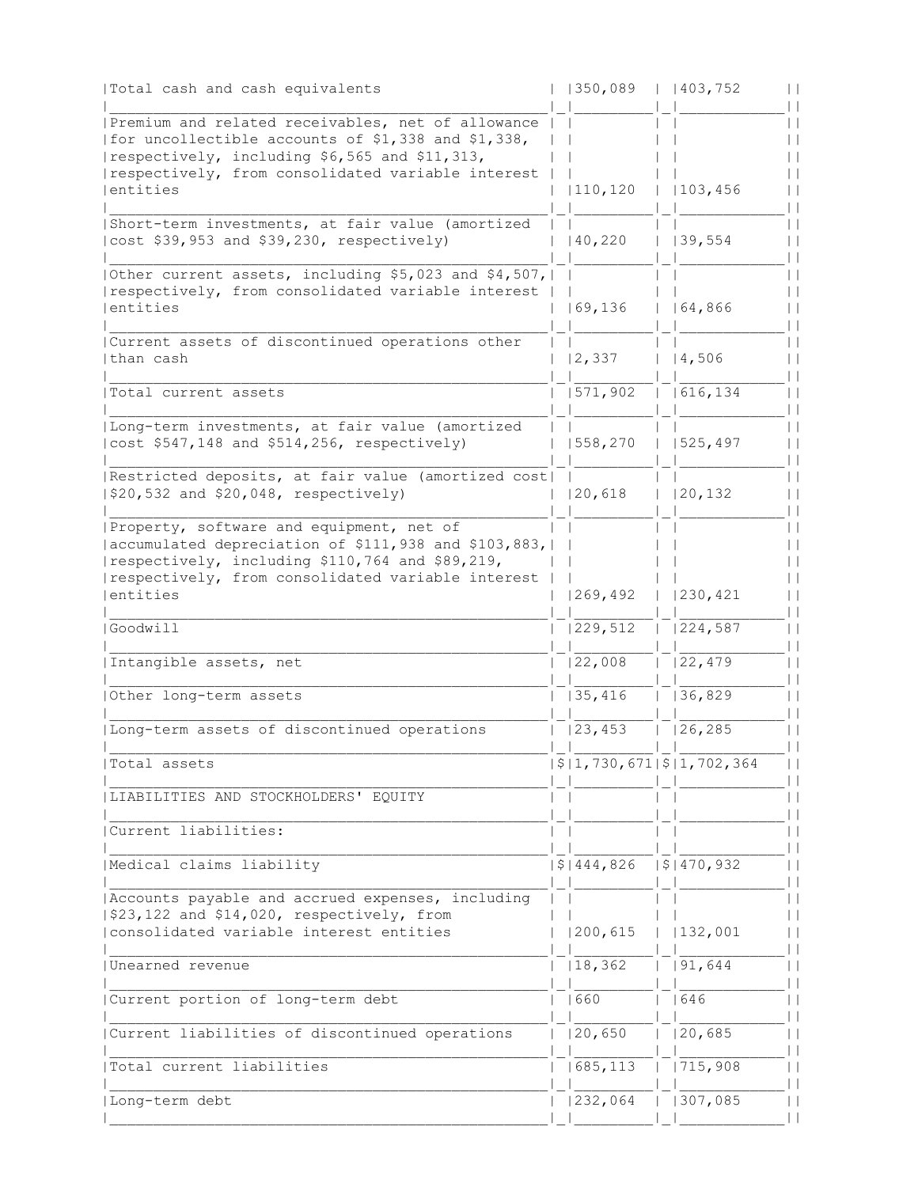| | | |
|---|---|---|
| Total cash and cash equivalents | 350,089 | 403,752 |
| Premium and related receivables, net of allowance for uncollectible accounts of $1,338 and $1,338, respectively, including $6,565 and $11,313, respectively, from consolidated variable interest entities | 110,120 | 103,456 |
| Short-term investments, at fair value (amortized cost $39,953 and $39,230, respectively) | 40,220 | 39,554 |
| Other current assets, including $5,023 and $4,507, respectively, from consolidated variable interest entities | 69,136 | 64,866 |
| Current assets of discontinued operations other than cash | 2,337 | 4,506 |
| Total current assets | 571,902 | 616,134 |
| Long-term investments, at fair value (amortized cost $547,148 and $514,256, respectively) | 558,270 | 525,497 |
| Restricted deposits, at fair value (amortized cost $20,532 and $20,048, respectively) | 20,618 | 20,132 |
| Property, software and equipment, net of accumulated depreciation of $111,938 and $103,883, respectively, including $110,764 and $89,219, respectively, from consolidated variable interest entities | 269,492 | 230,421 |
| Goodwill | 229,512 | 224,587 |
| Intangible assets, net | 22,008 | 22,479 |
| Other long-term assets | 35,416 | 36,829 |
| Long-term assets of discontinued operations | 23,453 | 26,285 |
| Total assets | $ 1,730,671 | $ 1,702,364 |
| LIABILITIES AND STOCKHOLDERS' EQUITY | | |
| Current liabilities: | | |
| Medical claims liability | $ 444,826 | $ 470,932 |
| Accounts payable and accrued expenses, including $23,122 and $14,020, respectively, from consolidated variable interest entities | 200,615 | 132,001 |
| Unearned revenue | 18,362 | 91,644 |
| Current portion of long-term debt | 660 | 646 |
| Current liabilities of discontinued operations | 20,650 | 20,685 |
| Total current liabilities | 685,113 | 715,908 |
| Long-term debt | 232,064 | 307,085 |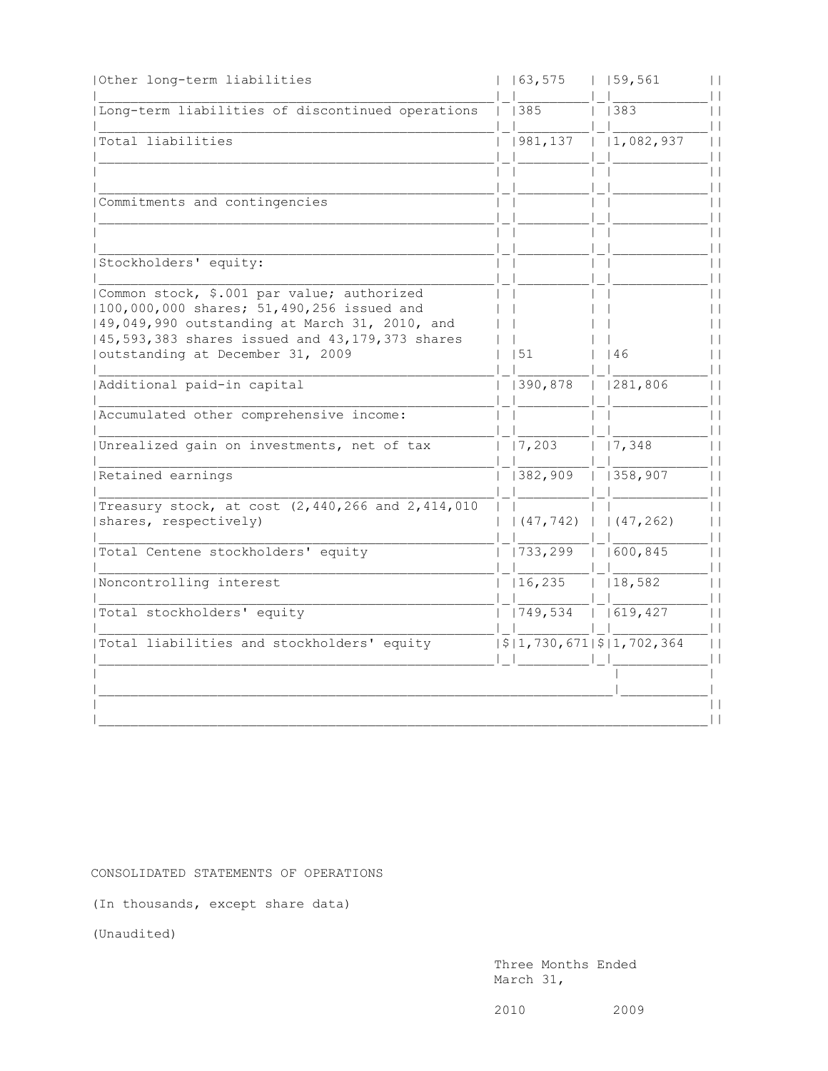| | | |
|---|---|---|
| Other long-term liabilities | 63,575 | 59,561 |
| Long-term liabilities of discontinued operations | 385 | 383 |
| Total liabilities | 981,137 | 1,082,937 |
| | | |
| Commitments and contingencies | | |
| | | |
| Stockholders' equity: | | |
| Common stock, $.001 par value; authorized 100,000,000 shares; 51,490,256 issued and 49,049,990 outstanding at March 31, 2010, and 45,593,383 shares issued and 43,179,373 shares outstanding at December 31, 2009 | 51 | 46 |
| Additional paid-in capital | 390,878 | 281,806 |
| Accumulated other comprehensive income: | | |
| Unrealized gain on investments, net of tax | 7,203 | 7,348 |
| Retained earnings | 382,909 | 358,907 |
| Treasury stock, at cost (2,440,266 and 2,414,010 shares, respectively) | (47,742) | (47,262) |
| Total Centene stockholders' equity | 733,299 | 600,845 |
| Noncontrolling interest | 16,235 | 18,582 |
| Total stockholders' equity | 749,534 | 619,427 |
| Total liabilities and stockholders' equity | $ 1,730,671 | $ 1,702,364 |

CONSOLIDATED STATEMENTS OF OPERATIONS

(In thousands, except share data)

(Unaudited)

| | Three Months Ended March 31, | |
|---|---|---|
| | 2010 | 2009 |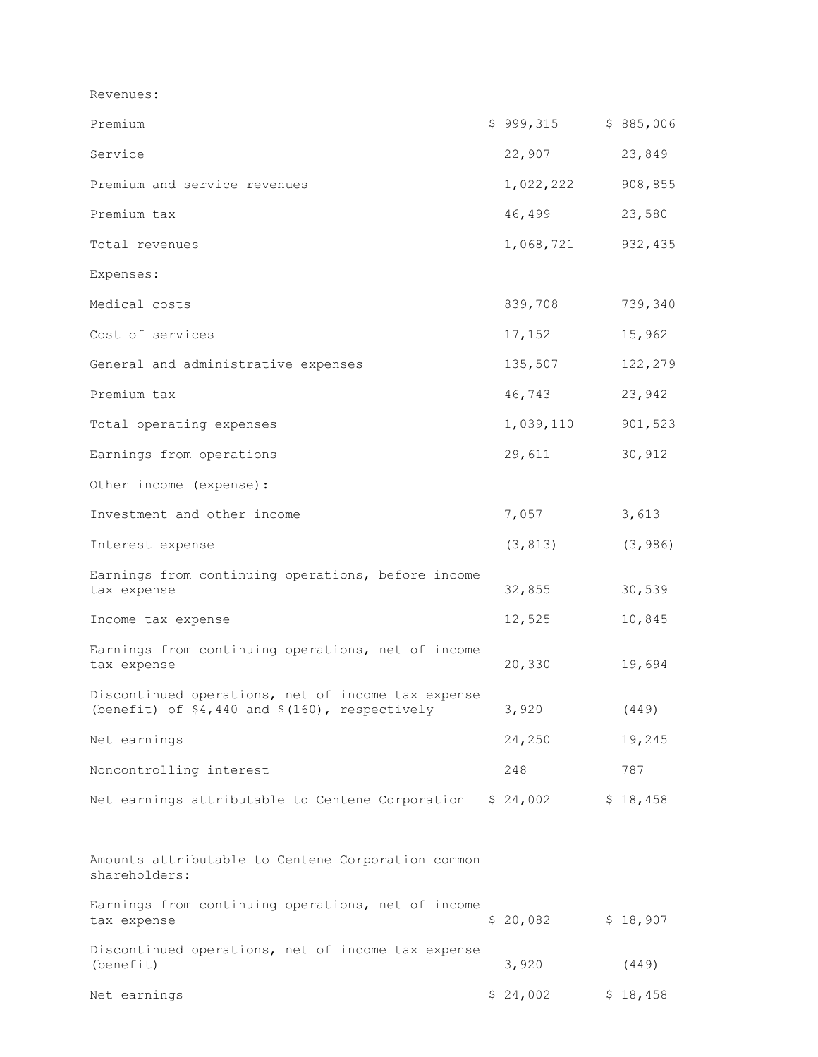| | | |
|---|---|---|
| Revenues: | | |
| Premium | $ 999,315 | $ 885,006 |
| Service | 22,907 | 23,849 |
| Premium and service revenues | 1,022,222 | 908,855 |
| Premium tax | 46,499 | 23,580 |
| Total revenues | 1,068,721 | 932,435 |
| Expenses: | | |
| Medical costs | 839,708 | 739,340 |
| Cost of services | 17,152 | 15,962 |
| General and administrative expenses | 135,507 | 122,279 |
| Premium tax | 46,743 | 23,942 |
| Total operating expenses | 1,039,110 | 901,523 |
| Earnings from operations | 29,611 | 30,912 |
| Other income (expense): | | |
| Investment and other income | 7,057 | 3,613 |
| Interest expense | (3,813) | (3,986) |
| Earnings from continuing operations, before income tax expense | 32,855 | 30,539 |
| Income tax expense | 12,525 | 10,845 |
| Earnings from continuing operations, net of income tax expense | 20,330 | 19,694 |
| Discontinued operations, net of income tax expense (benefit) of $4,440 and $(160), respectively | 3,920 | (449) |
| Net earnings | 24,250 | 19,245 |
| Noncontrolling interest | 248 | 787 |
| Net earnings attributable to Centene Corporation | $ 24,002 | $ 18,458 |
| | | |
| Amounts attributable to Centene Corporation common shareholders: | | |
| Earnings from continuing operations, net of income tax expense | $ 20,082 | $ 18,907 |
| Discontinued operations, net of income tax expense (benefit) | 3,920 | (449) |
| Net earnings | $ 24,002 | $ 18,458 |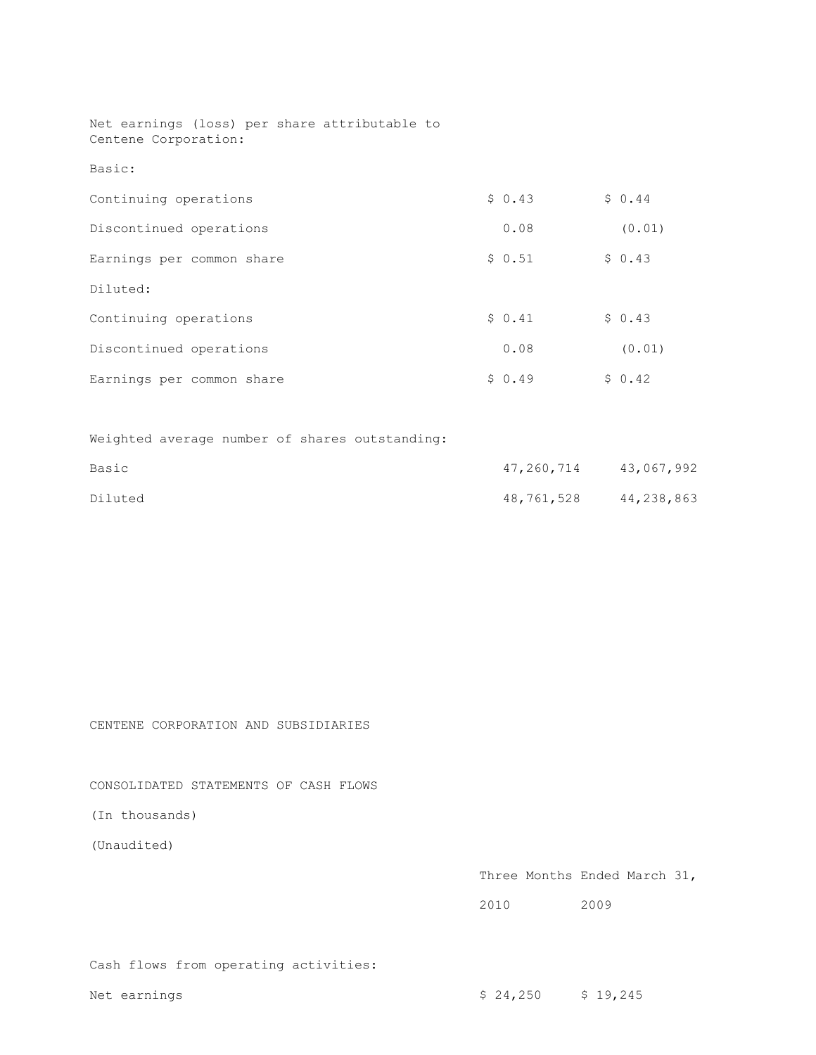| | | |
|---|---|---|
| Net earnings (loss) per share attributable to Centene Corporation: | | |
| Basic: | | |
| Continuing operations | $ 0.43 | $ 0.44 |
| Discontinued operations | 0.08 | (0.01) |
| Earnings per common share | $ 0.51 | $ 0.43 |
| Diluted: | | |
| Continuing operations | $ 0.41 | $ 0.43 |
| Discontinued operations | 0.08 | (0.01) |
| Earnings per common share | $ 0.49 | $ 0.42 |
| | | |
| Weighted average number of shares outstanding: | | |
| Basic | 47,260,714 | 43,067,992 |
| Diluted | 48,761,528 | 44,238,863 |

CENTENE CORPORATION AND SUBSIDIARIES

CONSOLIDATED STATEMENTS OF CASH FLOWS

(In thousands)

(Unaudited)

| | Three Months Ended March 31, | |
|---|---|---|
| | 2010 | 2009 |
| Cash flows from operating activities: | | |
| Net earnings | $ 24,250 | $ 19,245 |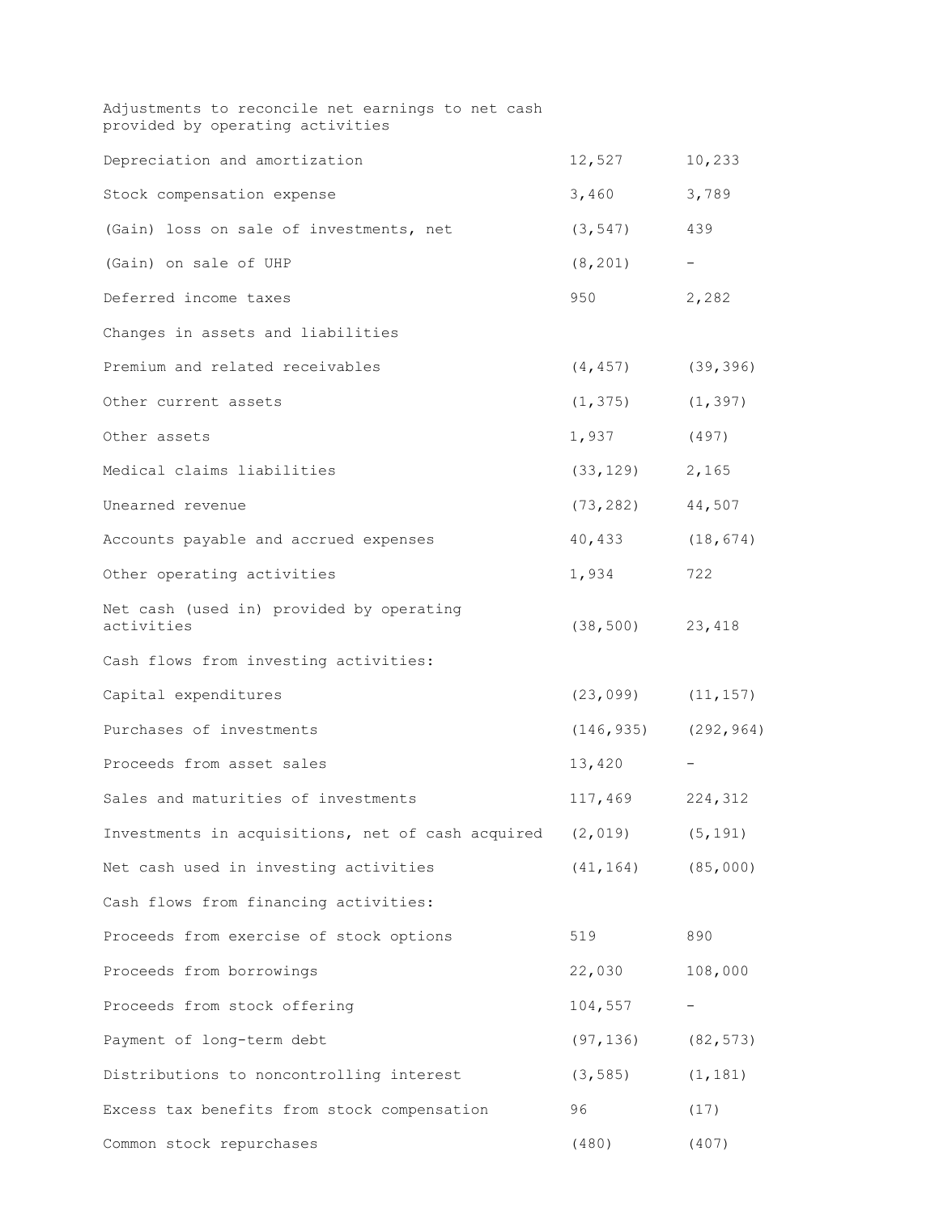| | | |
|---|---|---|
| Adjustments to reconcile net earnings to net cash provided by operating activities | | |
| Depreciation and amortization | 12,527 | 10,233 |
| Stock compensation expense | 3,460 | 3,789 |
| (Gain) loss on sale of investments, net | (3,547) | 439 |
| (Gain) on sale of UHP | (8,201) | - |
| Deferred income taxes | 950 | 2,282 |
| Changes in assets and liabilities | | |
| Premium and related receivables | (4,457) | (39,396) |
| Other current assets | (1,375) | (1,397) |
| Other assets | 1,937 | (497) |
| Medical claims liabilities | (33,129) | 2,165 |
| Unearned revenue | (73,282) | 44,507 |
| Accounts payable and accrued expenses | 40,433 | (18,674) |
| Other operating activities | 1,934 | 722 |
| Net cash (used in) provided by operating activities | (38,500) | 23,418 |
| Cash flows from investing activities: | | |
| Capital expenditures | (23,099) | (11,157) |
| Purchases of investments | (146,935) | (292,964) |
| Proceeds from asset sales | 13,420 | - |
| Sales and maturities of investments | 117,469 | 224,312 |
| Investments in acquisitions, net of cash acquired | (2,019) | (5,191) |
| Net cash used in investing activities | (41,164) | (85,000) |
| Cash flows from financing activities: | | |
| Proceeds from exercise of stock options | 519 | 890 |
| Proceeds from borrowings | 22,030 | 108,000 |
| Proceeds from stock offering | 104,557 | - |
| Payment of long-term debt | (97,136) | (82,573) |
| Distributions to noncontrolling interest | (3,585) | (1,181) |
| Excess tax benefits from stock compensation | 96 | (17) |
| Common stock repurchases | (480) | (407) |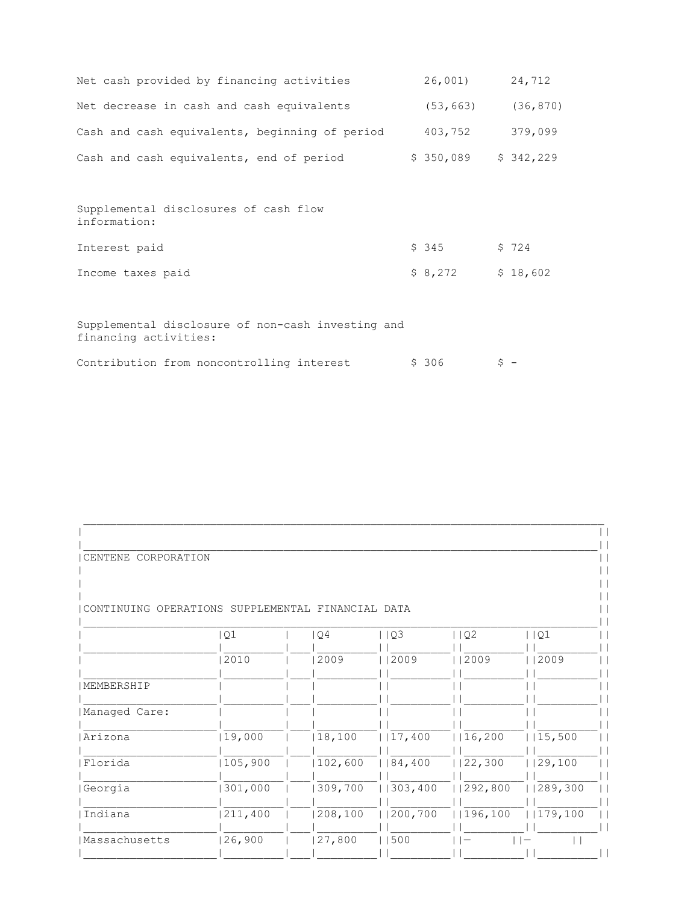| | | |
|---|---|---|
| Net cash provided by financing activities | 26,001) | 24,712 |
| Net decrease in cash and cash equivalents | (53,663) | (36,870) |
| Cash and cash equivalents, beginning of period | 403,752 | 379,099 |
| Cash and cash equivalents, end of period | $ 350,089 | $ 342,229 |
| | | |
| Supplemental disclosures of cash flow information: | | |
| Interest paid | $ 345 | $ 724 |
| Income taxes paid | $ 8,272 | $ 18,602 |
| | | |
| Supplemental disclosure of non-cash investing and financing activities: | | |
| Contribution from noncontrolling interest | $ 306 | $ - |

CENTENE CORPORATION

CONTINUING OPERATIONS SUPPLEMENTAL FINANCIAL DATA

| | Q1 | Q4 | Q3 | Q2 | Q1 |
|---|---|---|---|---|---|
| | 2010 | 2009 | 2009 | 2009 | 2009 |
| MEMBERSHIP | | | | | |
| Managed Care: | | | | | |
| Arizona | 19,000 | 18,100 | 17,400 | 16,200 | 15,500 |
| Florida | 105,900 | 102,600 | 84,400 | 22,300 | 29,100 |
| Georgia | 301,000 | 309,700 | 303,400 | 292,800 | 289,300 |
| Indiana | 211,400 | 208,100 | 200,700 | 196,100 | 179,100 |
| Massachusetts | 26,900 | 27,800 | 500 | — | — |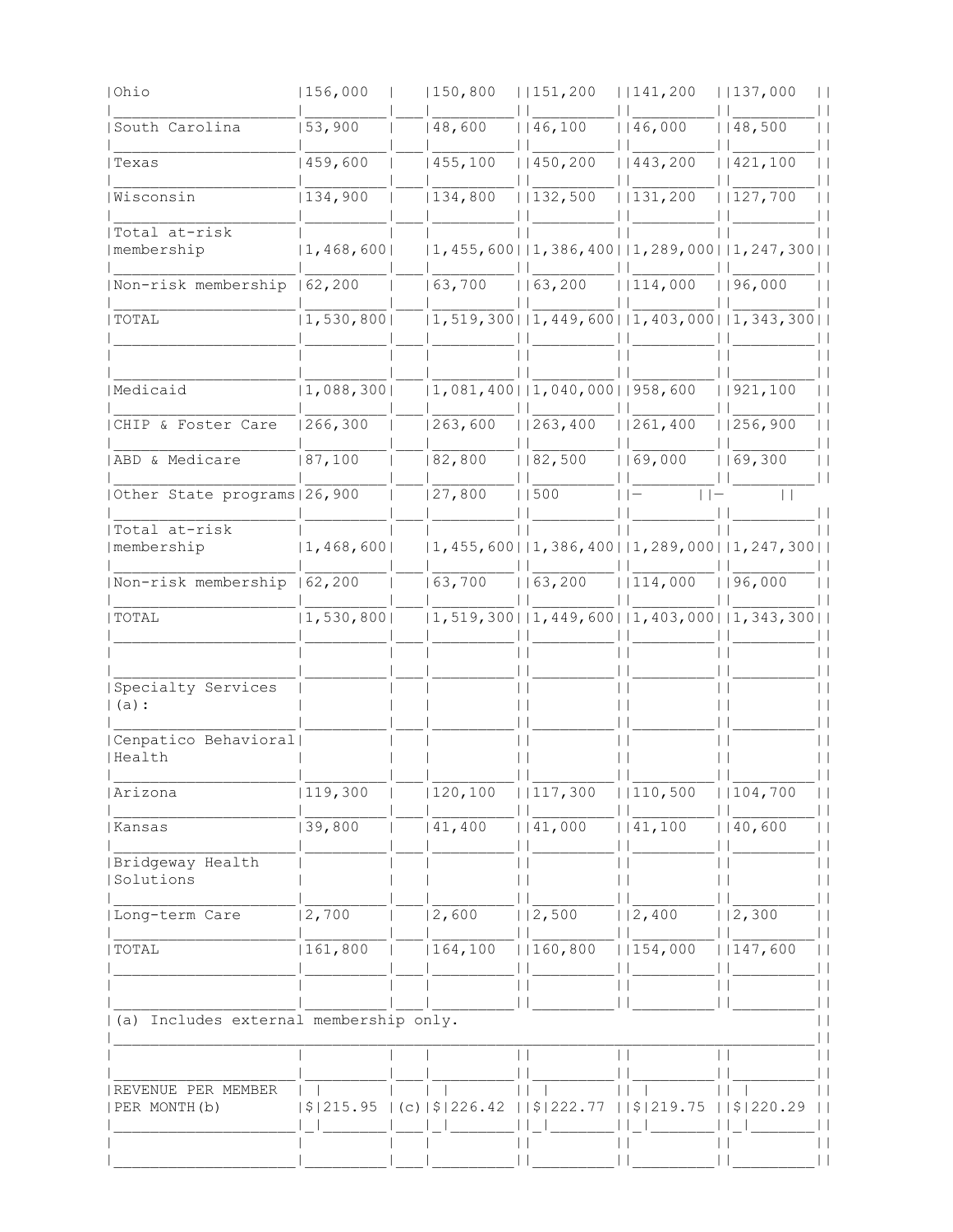| | | | | | | |
|---|---|---|---|---|---|---|
| Ohio | 156,000 | | 150,800 | 151,200 | 141,200 | 137,000 |
| South Carolina | 53,900 | | 48,600 | 46,100 | 46,000 | 48,500 |
| Texas | 459,600 | | 455,100 | 450,200 | 443,200 | 421,100 |
| Wisconsin | 134,900 | | 134,800 | 132,500 | 131,200 | 127,700 |
| Total at-risk membership | 1,468,600 | | 1,455,600 | 1,386,400 | 1,289,000 | 1,247,300 |
| Non-risk membership | 62,200 | | 63,700 | 63,200 | 114,000 | 96,000 |
| TOTAL | 1,530,800 | | 1,519,300 | 1,449,600 | 1,403,000 | 1,343,300 |
| | | | | | | |
| Medicaid | 1,088,300 | | 1,081,400 | 1,040,000 | 958,600 | 921,100 |
| CHIP & Foster Care | 266,300 | | 263,600 | 263,400 | 261,400 | 256,900 |
| ABD & Medicare | 87,100 | | 82,800 | 82,500 | 69,000 | 69,300 |
| Other State programs | 26,900 | | 27,800 | 500 | — | — |
| Total at-risk membership | 1,468,600 | | 1,455,600 | 1,386,400 | 1,289,000 | 1,247,300 |
| Non-risk membership | 62,200 | | 63,700 | 63,200 | 114,000 | 96,000 |
| TOTAL | 1,530,800 | | 1,519,300 | 1,449,600 | 1,403,000 | 1,343,300 |
| | | | | | | |
| Specialty Services (a): | | | | | | |
| Cenpatico Behavioral Health | | | | | | |
| Arizona | 119,300 | | 120,100 | 117,300 | 110,500 | 104,700 |
| Kansas | 39,800 | | 41,400 | 41,000 | 41,100 | 40,600 |
| Bridgeway Health Solutions | | | | | | |
| Long-term Care | 2,700 | | 2,600 | 2,500 | 2,400 | 2,300 |
| TOTAL | 161,800 | | 164,100 | 160,800 | 154,000 | 147,600 |
| | | | | | | |
| (a) Includes external membership only. | | | | | | |
| | | | | | | |
| REVENUE PER MEMBER PER MONTH(b) | $ 215.95 | (c) | $ 226.42 | $ 222.77 | $ 219.75 | $ 220.29 |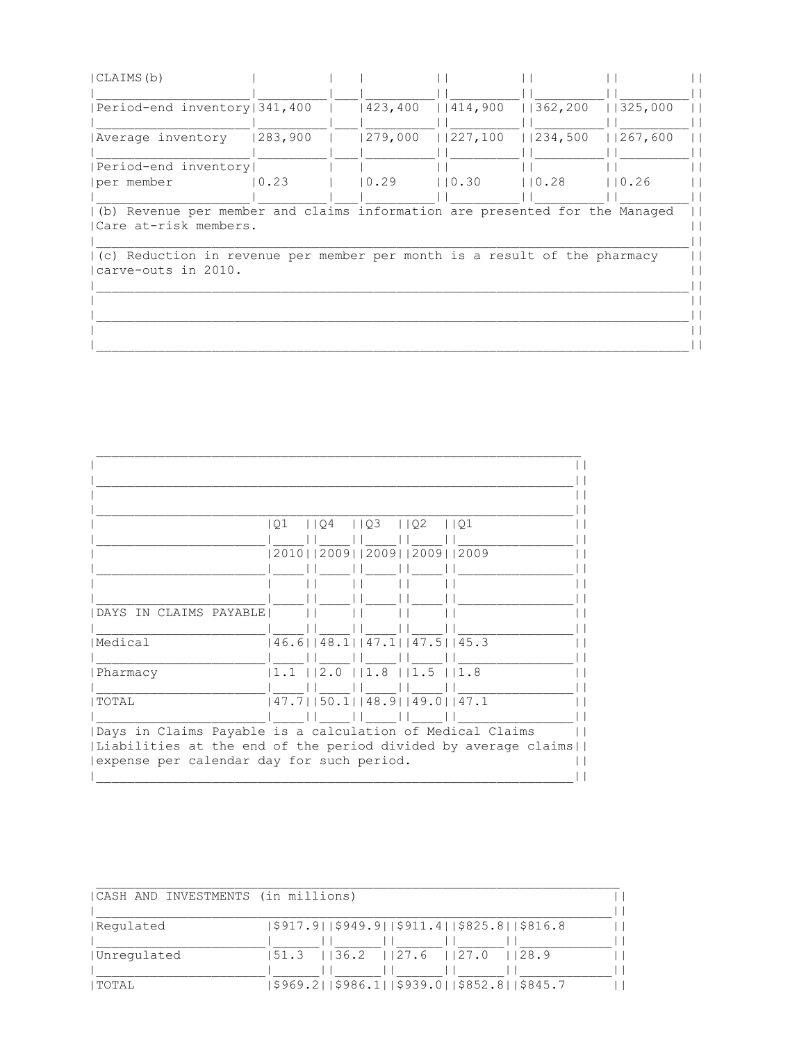| CLAIMS(b) | | | | | |
|---|---|---|---|---|---|
| Period-end inventory | 341,400 | 423,400 | 414,900 | 362,200 | 325,000 |
| Average inventory | 283,900 | 279,000 | 227,100 | 234,500 | 267,600 |
| Period-end inventory per member | 0.23 | 0.29 | 0.30 | 0.28 | 0.26 |

(b) Revenue per member and claims information are presented for the Managed Care at-risk members.

(c) Reduction in revenue per member per month is a result of the pharmacy carve-outs in 2010.

| | Q1 2010 | Q4 2009 | Q3 2009 | Q2 2009 | Q1 2009 |
|---|---|---|---|---|---|
| DAYS IN CLAIMS PAYABLE | | | | | |
| Medical | 46.6 | 48.1 | 47.1 | 47.5 | 45.3 |
| Pharmacy | 1.1 | 2.0 | 1.8 | 1.5 | 1.8 |
| TOTAL | 47.7 | 50.1 | 48.9 | 49.0 | 47.1 |

Days in Claims Payable is a calculation of Medical Claims Liabilities at the end of the period divided by average claims expense per calendar day for such period.

| CASH AND INVESTMENTS (in millions) | | | | | |
|---|---|---|---|---|---|
| Regulated | $917.9 | $949.9 | $911.4 | $825.8 | $816.8 |
| Unregulated | 51.3 | 36.2 | 27.6 | 27.0 | 28.9 |
| TOTAL | $969.2 | $986.1 | $939.0 | $852.8 | $845.7 |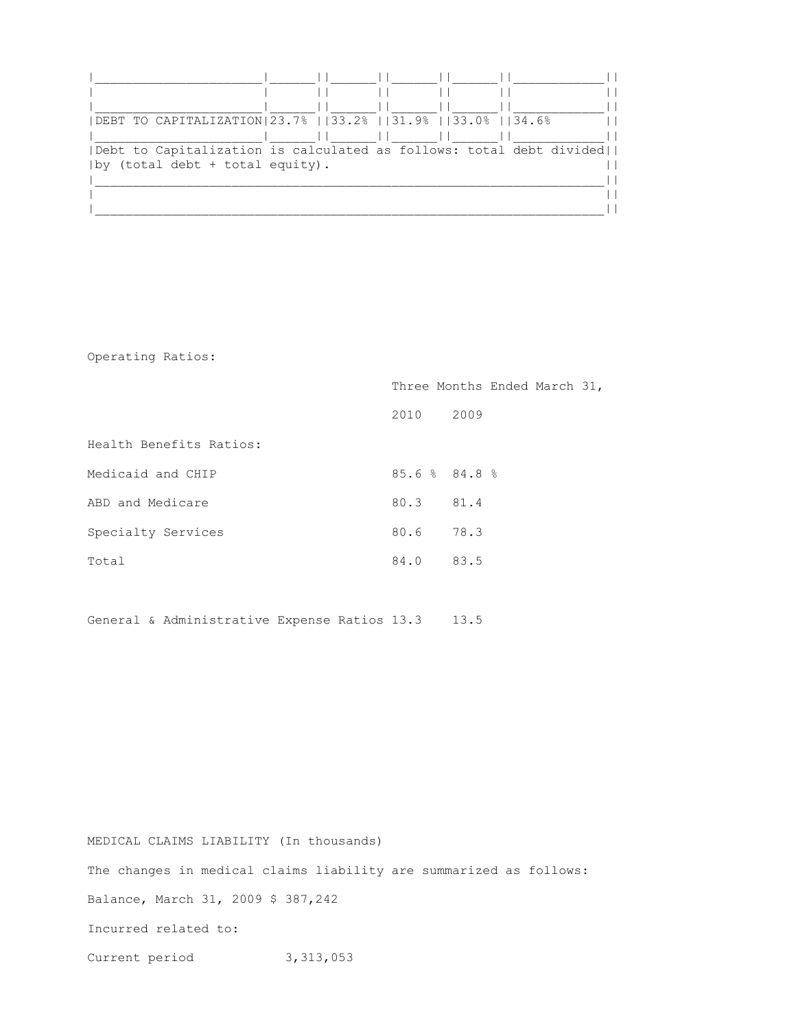| DEBT TO CAPITALIZATION | 23.7% | 33.2% | 31.9% | 33.0% | 34.6% |
|---|---|---|---|---|---|

Debt to Capitalization is calculated as follows: total debt divided by (total debt + total equity).

Operating Ratios:

| | Three Months Ended March 31, | |
|---|---|---|
| | 2010 | 2009 |
| Health Benefits Ratios: | | |
| Medicaid and CHIP | 85.6 % | 84.8 % |
| ABD and Medicare | 80.3 | 81.4 |
| Specialty Services | 80.6 | 78.3 |
| Total | 84.0 | 83.5 |
| General & Administrative Expense Ratios | 13.3 | 13.5 |

MEDICAL CLAIMS LIABILITY (In thousands)

The changes in medical claims liability are summarized as follows:

| | |
|---|---|
| Balance, March 31, 2009 | $ 387,242 |
| Incurred related to: | |
| Current period | 3,313,053 |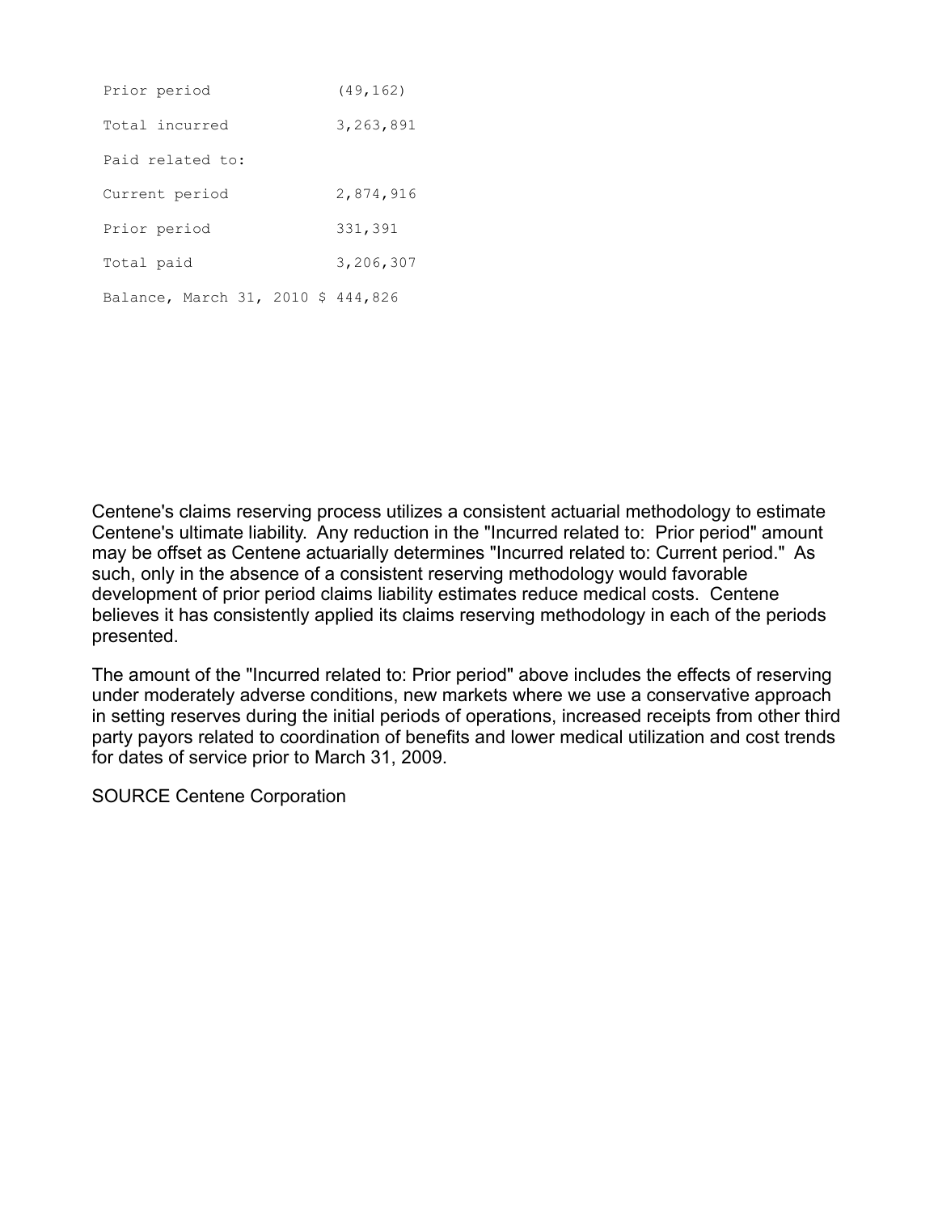| | |
|---|---|
| Prior period | (49,162) |
| Total incurred | 3,263,891 |
| Paid related to: | |
| Current period | 2,874,916 |
| Prior period | 331,391 |
| Total paid | 3,206,307 |
| Balance, March 31, 2010 | $ 444,826 |

Centene's claims reserving process utilizes a consistent actuarial methodology to estimate Centene's ultimate liability. Any reduction in the "Incurred related to: Prior period" amount may be offset as Centene actuarially determines "Incurred related to: Current period." As such, only in the absence of a consistent reserving methodology would favorable development of prior period claims liability estimates reduce medical costs. Centene believes it has consistently applied its claims reserving methodology in each of the periods presented.

The amount of the "Incurred related to: Prior period" above includes the effects of reserving under moderately adverse conditions, new markets where we use a conservative approach in setting reserves during the initial periods of operations, increased receipts from other third party payors related to coordination of benefits and lower medical utilization and cost trends for dates of service prior to March 31, 2009.

SOURCE Centene Corporation